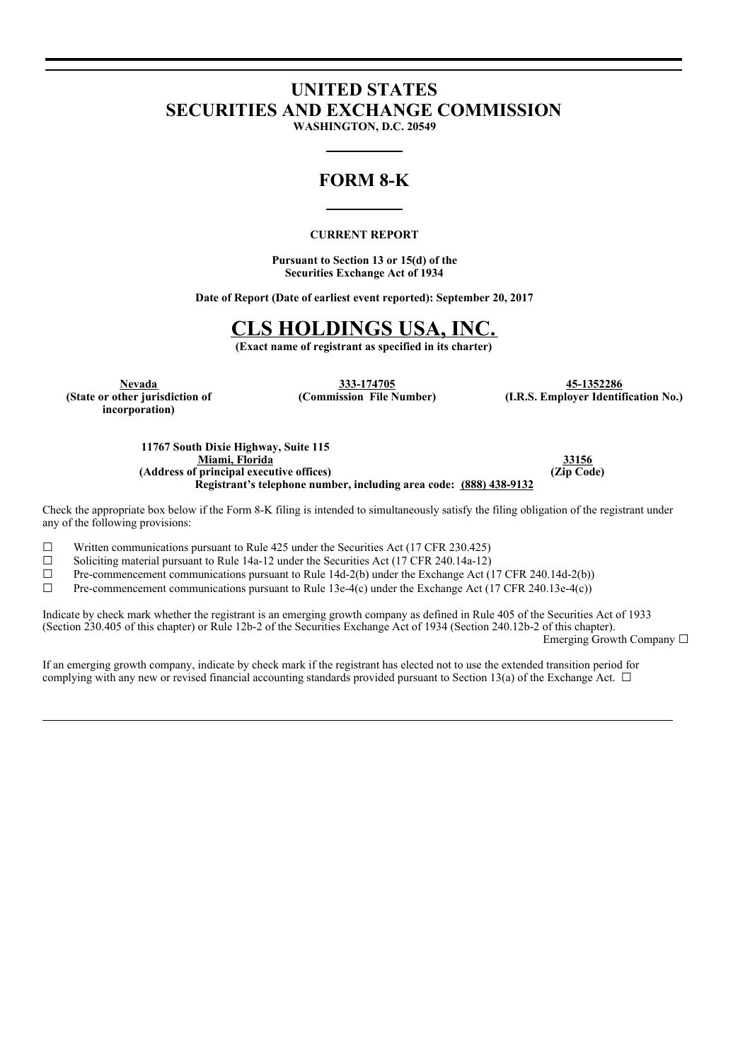# UNITED STATES
# SECURITIES AND EXCHANGE COMMISSION

**WASHINGTON, D.C. 20549**

## FORM 8-K

**CURRENT REPORT**

**Pursuant to Section 13 or 15(d) of the Securities Exchange Act of 1934**

**Date of Report (Date of earliest event reported): September 20, 2017**

# CLS HOLDINGS USA, INC.

**(Exact name of registrant as specified in its charter)**

| Nevada | 333-174705 | 45-1352286 |
|---|---|---|
| **(State or other jurisdiction of incorporation)** | **(Commission File Number)** | **(I.R.S. Employer Identification No.)** |

| 11767 South Dixie Highway, Suite 115 Miami, Florida | 33156 |
|---|---|
| **(Address of principal executive offices)** | **(Zip Code)** |

**Registrant's telephone number, including area code: (888) 438-9132**

Check the appropriate box below if the Form 8-K filing is intended to simultaneously satisfy the filing obligation of the registrant under any of the following provisions:

☐ Written communications pursuant to Rule 425 under the Securities Act (17 CFR 230.425)

☐ Soliciting material pursuant to Rule 14a-12 under the Securities Act (17 CFR 240.14a-12)

☐ Pre-commencement communications pursuant to Rule 14d-2(b) under the Exchange Act (17 CFR 240.14d-2(b))

☐ Pre-commencement communications pursuant to Rule 13e-4(c) under the Exchange Act (17 CFR 240.13e-4(c))

Indicate by check mark whether the registrant is an emerging growth company as defined in Rule 405 of the Securities Act of 1933 (Section 230.405 of this chapter) or Rule 12b-2 of the Securities Exchange Act of 1934 (Section 240.12b-2 of this chapter).

Emerging Growth Company ☐

If an emerging growth company, indicate by check mark if the registrant has elected not to use the extended transition period for complying with any new or revised financial accounting standards provided pursuant to Section 13(a) of the Exchange Act. ☐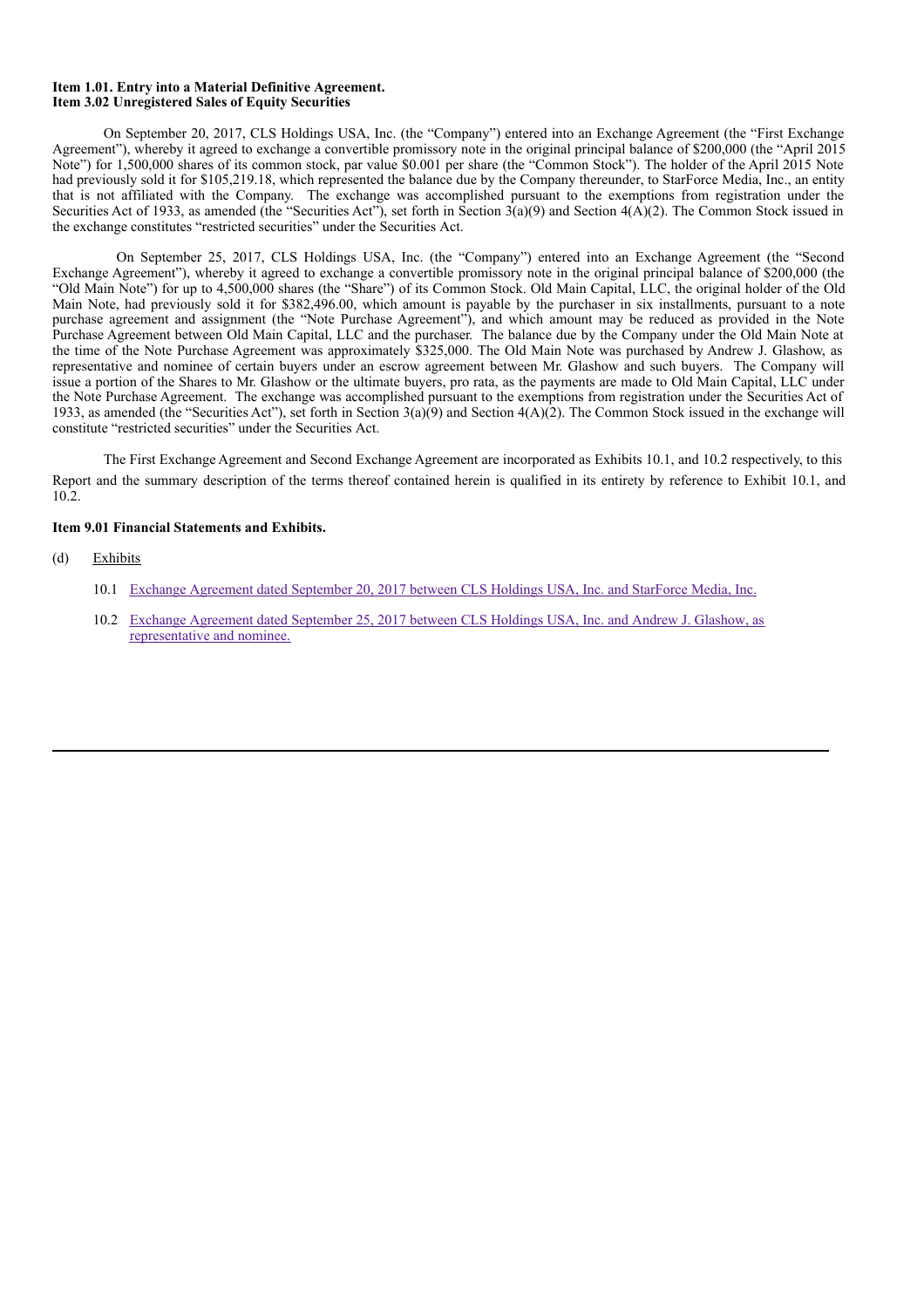**Item 1.01. Entry into a Material Definitive Agreement.**
**Item 3.02 Unregistered Sales of Equity Securities**

On September 20, 2017, CLS Holdings USA, Inc. (the "Company") entered into an Exchange Agreement (the "First Exchange Agreement"), whereby it agreed to exchange a convertible promissory note in the original principal balance of $200,000 (the "April 2015 Note") for 1,500,000 shares of its common stock, par value $0.001 per share (the "Common Stock"). The holder of the April 2015 Note had previously sold it for $105,219.18, which represented the balance due by the Company thereunder, to StarForce Media, Inc., an entity that is not affiliated with the Company. The exchange was accomplished pursuant to the exemptions from registration under the Securities Act of 1933, as amended (the "Securities Act"), set forth in Section 3(a)(9) and Section 4(A)(2). The Common Stock issued in the exchange constitutes "restricted securities" under the Securities Act.

On September 25, 2017, CLS Holdings USA, Inc. (the "Company") entered into an Exchange Agreement (the "Second Exchange Agreement"), whereby it agreed to exchange a convertible promissory note in the original principal balance of $200,000 (the "Old Main Note") for up to 4,500,000 shares (the "Share") of its Common Stock. Old Main Capital, LLC, the original holder of the Old Main Note, had previously sold it for $382,496.00, which amount is payable by the purchaser in six installments, pursuant to a note purchase agreement and assignment (the "Note Purchase Agreement"), and which amount may be reduced as provided in the Note Purchase Agreement between Old Main Capital, LLC and the purchaser. The balance due by the Company under the Old Main Note at the time of the Note Purchase Agreement was approximately $325,000. The Old Main Note was purchased by Andrew J. Glashow, as representative and nominee of certain buyers under an escrow agreement between Mr. Glashow and such buyers. The Company will issue a portion of the Shares to Mr. Glashow or the ultimate buyers, pro rata, as the payments are made to Old Main Capital, LLC under the Note Purchase Agreement. The exchange was accomplished pursuant to the exemptions from registration under the Securities Act of 1933, as amended (the "Securities Act"), set forth in Section 3(a)(9) and Section 4(A)(2). The Common Stock issued in the exchange will constitute "restricted securities" under the Securities Act.

The First Exchange Agreement and Second Exchange Agreement are incorporated as Exhibits 10.1, and 10.2 respectively, to this Report and the summary description of the terms thereof contained herein is qualified in its entirety by reference to Exhibit 10.1, and 10.2.

**Item 9.01 Financial Statements and Exhibits.**

(d) Exhibits

10.1 Exchange Agreement dated September 20, 2017 between CLS Holdings USA, Inc. and StarForce Media, Inc.

10.2 Exchange Agreement dated September 25, 2017 between CLS Holdings USA, Inc. and Andrew J. Glashow, as representative and nominee.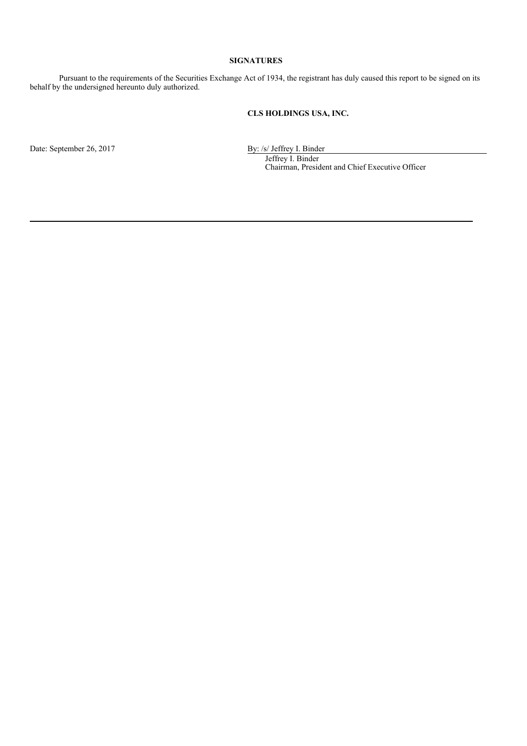**SIGNATURES**

Pursuant to the requirements of the Securities Exchange Act of 1934, the registrant has duly caused this report to be signed on its behalf by the undersigned hereunto duly authorized.

**CLS HOLDINGS USA, INC.**

Date: September 26, 2017

By: /s/ Jeffrey I. Binder
Jeffrey I. Binder
Chairman, President and Chief Executive Officer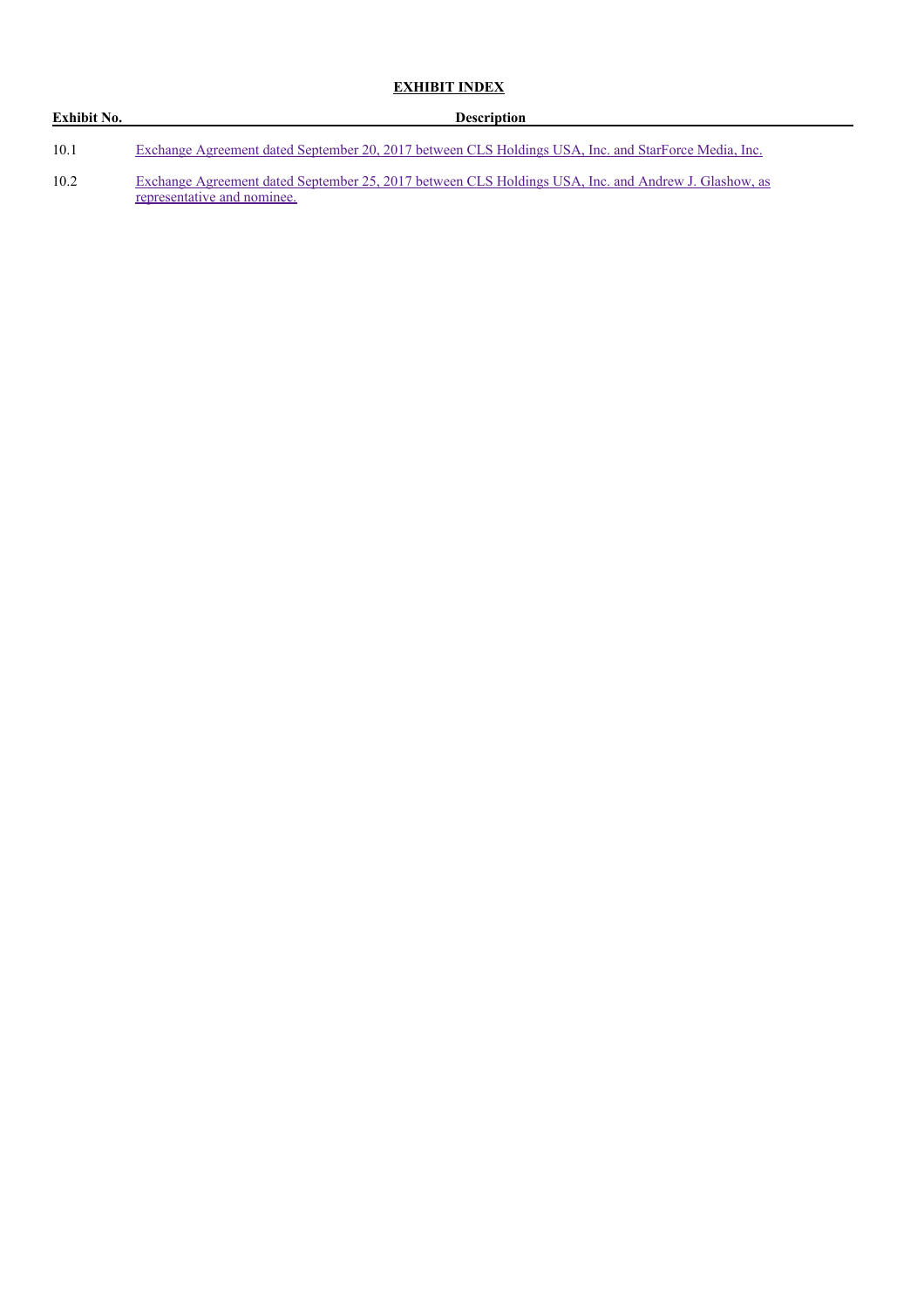## EXHIBIT INDEX

| Exhibit No. | Description |
| --- | --- |
| 10.1 | Exchange Agreement dated September 20, 2017 between CLS Holdings USA, Inc. and StarForce Media, Inc. |
| 10.2 | Exchange Agreement dated September 25, 2017 between CLS Holdings USA, Inc. and Andrew J. Glashow, as representative and nominee. |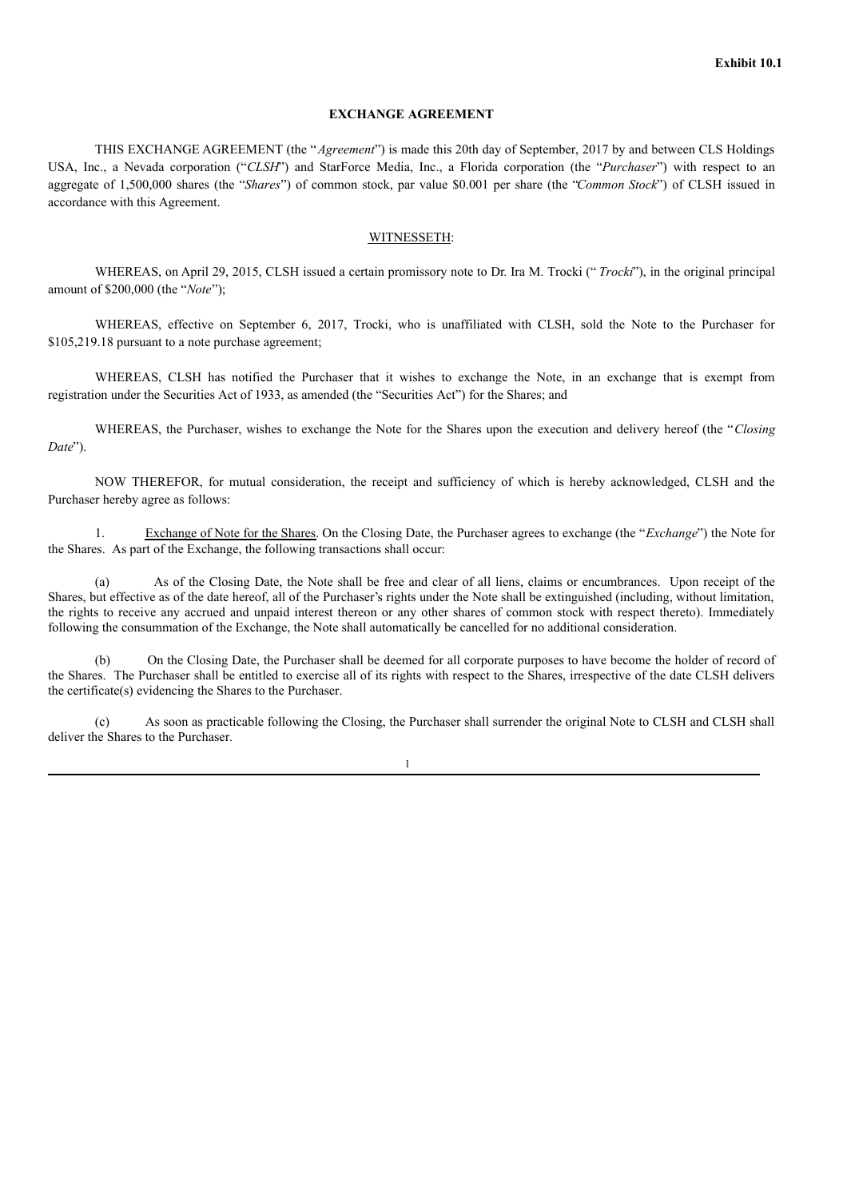**Exhibit 10.1**

# EXCHANGE AGREEMENT

THIS EXCHANGE AGREEMENT (the "*Agreement*") is made this 20th day of September, 2017 by and between CLS Holdings USA, Inc., a Nevada corporation ("*CLSH*") and StarForce Media, Inc., a Florida corporation (the "*Purchaser*") with respect to an aggregate of 1,500,000 shares (the "*Shares*") of common stock, par value $0.001 per share (the "*Common Stock*") of CLSH issued in accordance with this Agreement.

<u>WITNESSETH</u>:

WHEREAS, on April 29, 2015, CLSH issued a certain promissory note to Dr. Ira M. Trocki ("*Trocki*"), in the original principal amount of $200,000 (the "*Note*");

WHEREAS, effective on September 6, 2017, Trocki, who is unaffiliated with CLSH, sold the Note to the Purchaser for $105,219.18 pursuant to a note purchase agreement;

WHEREAS, CLSH has notified the Purchaser that it wishes to exchange the Note, in an exchange that is exempt from registration under the Securities Act of 1933, as amended (the "Securities Act") for the Shares; and

WHEREAS, the Purchaser, wishes to exchange the Note for the Shares upon the execution and delivery hereof (the "*Closing Date*").

NOW THEREFOR, for mutual consideration, the receipt and sufficiency of which is hereby acknowledged, CLSH and the Purchaser hereby agree as follows:

1. <u>Exchange of Note for the Shares</u>. On the Closing Date, the Purchaser agrees to exchange (the "*Exchange*") the Note for the Shares. As part of the Exchange, the following transactions shall occur:

(a) As of the Closing Date, the Note shall be free and clear of all liens, claims or encumbrances. Upon receipt of the Shares, but effective as of the date hereof, all of the Purchaser's rights under the Note shall be extinguished (including, without limitation, the rights to receive any accrued and unpaid interest thereon or any other shares of common stock with respect thereto). Immediately following the consummation of the Exchange, the Note shall automatically be cancelled for no additional consideration.

(b) On the Closing Date, the Purchaser shall be deemed for all corporate purposes to have become the holder of record of the Shares. The Purchaser shall be entitled to exercise all of its rights with respect to the Shares, irrespective of the date CLSH delivers the certificate(s) evidencing the Shares to the Purchaser.

(c) As soon as practicable following the Closing, the Purchaser shall surrender the original Note to CLSH and CLSH shall deliver the Shares to the Purchaser.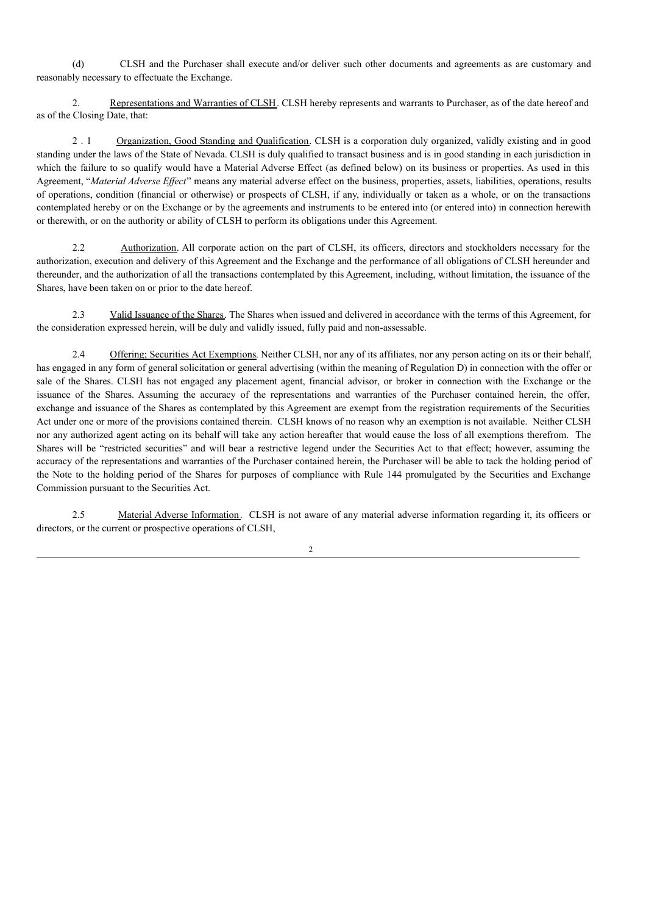(d) CLSH and the Purchaser shall execute and/or deliver such other documents and agreements as are customary and reasonably necessary to effectuate the Exchange.

2. Representations and Warranties of CLSH. CLSH hereby represents and warrants to Purchaser, as of the date hereof and as of the Closing Date, that:

2.1 Organization, Good Standing and Qualification. CLSH is a corporation duly organized, validly existing and in good standing under the laws of the State of Nevada. CLSH is duly qualified to transact business and is in good standing in each jurisdiction in which the failure to so qualify would have a Material Adverse Effect (as defined below) on its business or properties. As used in this Agreement, "*Material Adverse Effect*" means any material adverse effect on the business, properties, assets, liabilities, operations, results of operations, condition (financial or otherwise) or prospects of CLSH, if any, individually or taken as a whole, or on the transactions contemplated hereby or on the Exchange or by the agreements and instruments to be entered into (or entered into) in connection herewith or therewith, or on the authority or ability of CLSH to perform its obligations under this Agreement.

2.2 Authorization. All corporate action on the part of CLSH, its officers, directors and stockholders necessary for the authorization, execution and delivery of this Agreement and the Exchange and the performance of all obligations of CLSH hereunder and thereunder, and the authorization of all the transactions contemplated by this Agreement, including, without limitation, the issuance of the Shares, have been taken on or prior to the date hereof.

2.3 Valid Issuance of the Shares. The Shares when issued and delivered in accordance with the terms of this Agreement, for the consideration expressed herein, will be duly and validly issued, fully paid and non-assessable.

2.4 Offering; Securities Act Exemptions. Neither CLSH, nor any of its affiliates, nor any person acting on its or their behalf, has engaged in any form of general solicitation or general advertising (within the meaning of Regulation D) in connection with the offer or sale of the Shares. CLSH has not engaged any placement agent, financial advisor, or broker in connection with the Exchange or the issuance of the Shares. Assuming the accuracy of the representations and warranties of the Purchaser contained herein, the offer, exchange and issuance of the Shares as contemplated by this Agreement are exempt from the registration requirements of the Securities Act under one or more of the provisions contained therein. CLSH knows of no reason why an exemption is not available. Neither CLSH nor any authorized agent acting on its behalf will take any action hereafter that would cause the loss of all exemptions therefrom. The Shares will be "restricted securities" and will bear a restrictive legend under the Securities Act to that effect; however, assuming the accuracy of the representations and warranties of the Purchaser contained herein, the Purchaser will be able to tack the holding period of the Note to the holding period of the Shares for purposes of compliance with Rule 144 promulgated by the Securities and Exchange Commission pursuant to the Securities Act.

2.5 Material Adverse Information. CLSH is not aware of any material adverse information regarding it, its officers or directors, or the current or prospective operations of CLSH,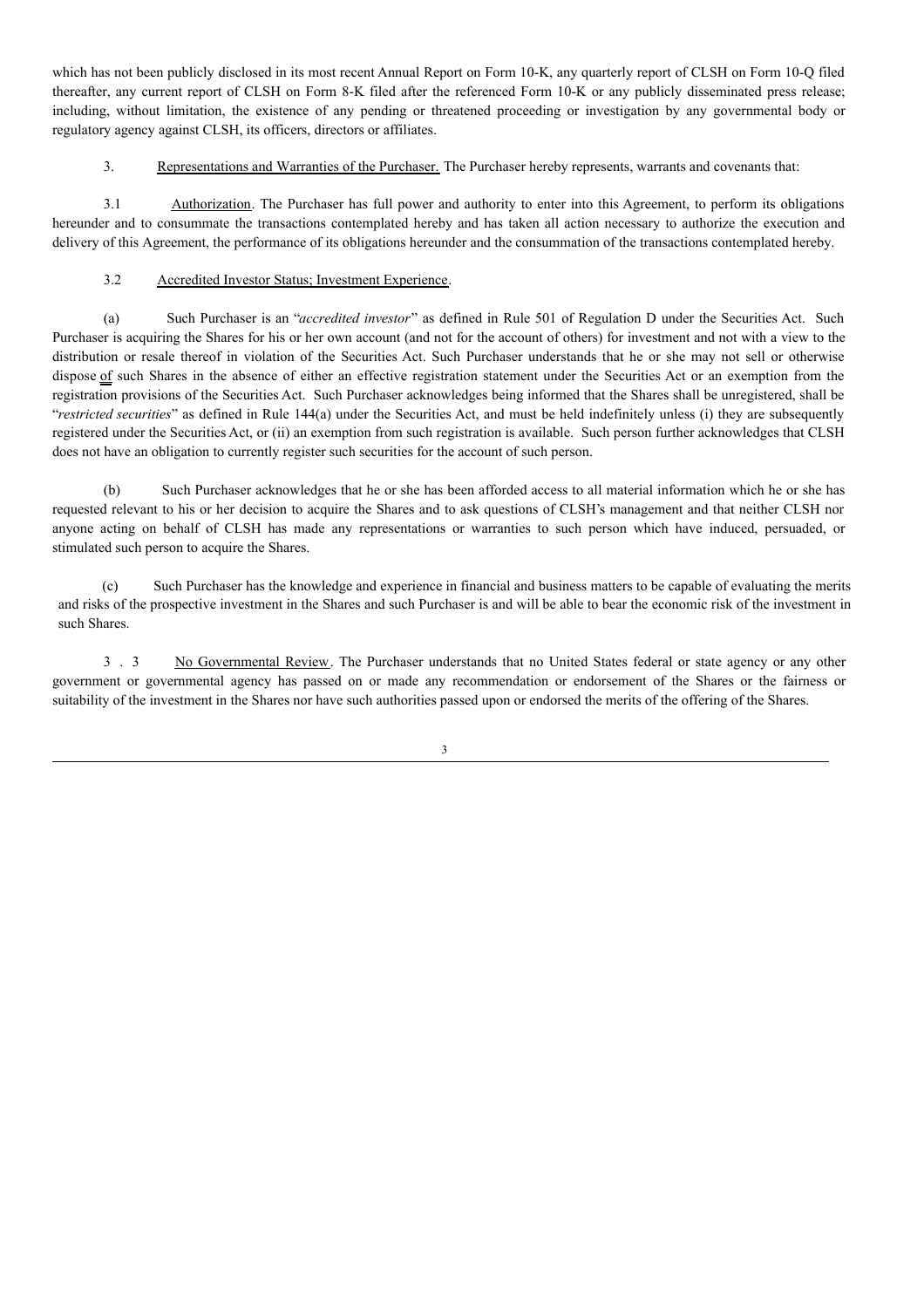which has not been publicly disclosed in its most recent Annual Report on Form 10-K, any quarterly report of CLSH on Form 10-Q filed thereafter, any current report of CLSH on Form 8-K filed after the referenced Form 10-K or any publicly disseminated press release; including, without limitation, the existence of any pending or threatened proceeding or investigation by any governmental body or regulatory agency against CLSH, its officers, directors or affiliates.

3. Representations and Warranties of the Purchaser. The Purchaser hereby represents, warrants and covenants that:

3.1 Authorization. The Purchaser has full power and authority to enter into this Agreement, to perform its obligations hereunder and to consummate the transactions contemplated hereby and has taken all action necessary to authorize the execution and delivery of this Agreement, the performance of its obligations hereunder and the consummation of the transactions contemplated hereby.

3.2 Accredited Investor Status; Investment Experience.

(a) Such Purchaser is an "*accredited investor*" as defined in Rule 501 of Regulation D under the Securities Act. Such Purchaser is acquiring the Shares for his or her own account (and not for the account of others) for investment and not with a view to the distribution or resale thereof in violation of the Securities Act. Such Purchaser understands that he or she may not sell or otherwise dispose of such Shares in the absence of either an effective registration statement under the Securities Act or an exemption from the registration provisions of the Securities Act. Such Purchaser acknowledges being informed that the Shares shall be unregistered, shall be "*restricted securities*" as defined in Rule 144(a) under the Securities Act, and must be held indefinitely unless (i) they are subsequently registered under the Securities Act, or (ii) an exemption from such registration is available. Such person further acknowledges that CLSH does not have an obligation to currently register such securities for the account of such person.

(b) Such Purchaser acknowledges that he or she has been afforded access to all material information which he or she has requested relevant to his or her decision to acquire the Shares and to ask questions of CLSH's management and that neither CLSH nor anyone acting on behalf of CLSH has made any representations or warranties to such person which have induced, persuaded, or stimulated such person to acquire the Shares.

(c) Such Purchaser has the knowledge and experience in financial and business matters to be capable of evaluating the merits and risks of the prospective investment in the Shares and such Purchaser is and will be able to bear the economic risk of the investment in such Shares.

3.3 No Governmental Review. The Purchaser understands that no United States federal or state agency or any other government or governmental agency has passed on or made any recommendation or endorsement of the Shares or the fairness or suitability of the investment in the Shares nor have such authorities passed upon or endorsed the merits of the offering of the Shares.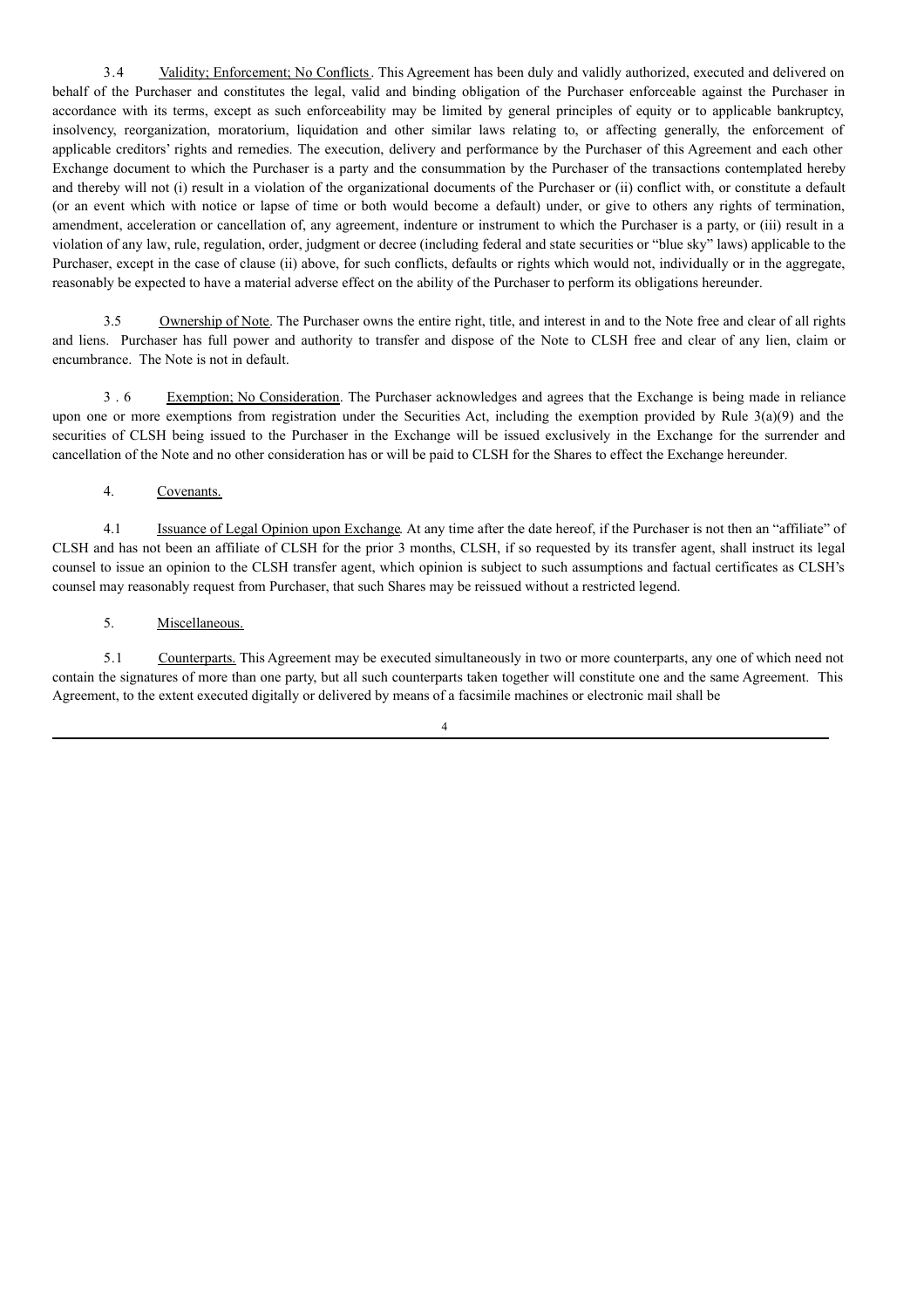3.4 Validity; Enforcement; No Conflicts. This Agreement has been duly and validly authorized, executed and delivered on behalf of the Purchaser and constitutes the legal, valid and binding obligation of the Purchaser enforceable against the Purchaser in accordance with its terms, except as such enforceability may be limited by general principles of equity or to applicable bankruptcy, insolvency, reorganization, moratorium, liquidation and other similar laws relating to, or affecting generally, the enforcement of applicable creditors' rights and remedies. The execution, delivery and performance by the Purchaser of this Agreement and each other Exchange document to which the Purchaser is a party and the consummation by the Purchaser of the transactions contemplated hereby and thereby will not (i) result in a violation of the organizational documents of the Purchaser or (ii) conflict with, or constitute a default (or an event which with notice or lapse of time or both would become a default) under, or give to others any rights of termination, amendment, acceleration or cancellation of, any agreement, indenture or instrument to which the Purchaser is a party, or (iii) result in a violation of any law, rule, regulation, order, judgment or decree (including federal and state securities or "blue sky" laws) applicable to the Purchaser, except in the case of clause (ii) above, for such conflicts, defaults or rights which would not, individually or in the aggregate, reasonably be expected to have a material adverse effect on the ability of the Purchaser to perform its obligations hereunder.

3.5 Ownership of Note. The Purchaser owns the entire right, title, and interest in and to the Note free and clear of all rights and liens. Purchaser has full power and authority to transfer and dispose of the Note to CLSH free and clear of any lien, claim or encumbrance. The Note is not in default.

3.6 Exemption; No Consideration. The Purchaser acknowledges and agrees that the Exchange is being made in reliance upon one or more exemptions from registration under the Securities Act, including the exemption provided by Rule 3(a)(9) and the securities of CLSH being issued to the Purchaser in the Exchange will be issued exclusively in the Exchange for the surrender and cancellation of the Note and no other consideration has or will be paid to CLSH for the Shares to effect the Exchange hereunder.

4. Covenants.

4.1 Issuance of Legal Opinion upon Exchange. At any time after the date hereof, if the Purchaser is not then an "affiliate" of CLSH and has not been an affiliate of CLSH for the prior 3 months, CLSH, if so requested by its transfer agent, shall instruct its legal counsel to issue an opinion to the CLSH transfer agent, which opinion is subject to such assumptions and factual certificates as CLSH's counsel may reasonably request from Purchaser, that such Shares may be reissued without a restricted legend.

5. Miscellaneous.

5.1 Counterparts. This Agreement may be executed simultaneously in two or more counterparts, any one of which need not contain the signatures of more than one party, but all such counterparts taken together will constitute one and the same Agreement. This Agreement, to the extent executed digitally or delivered by means of a facsimile machines or electronic mail shall be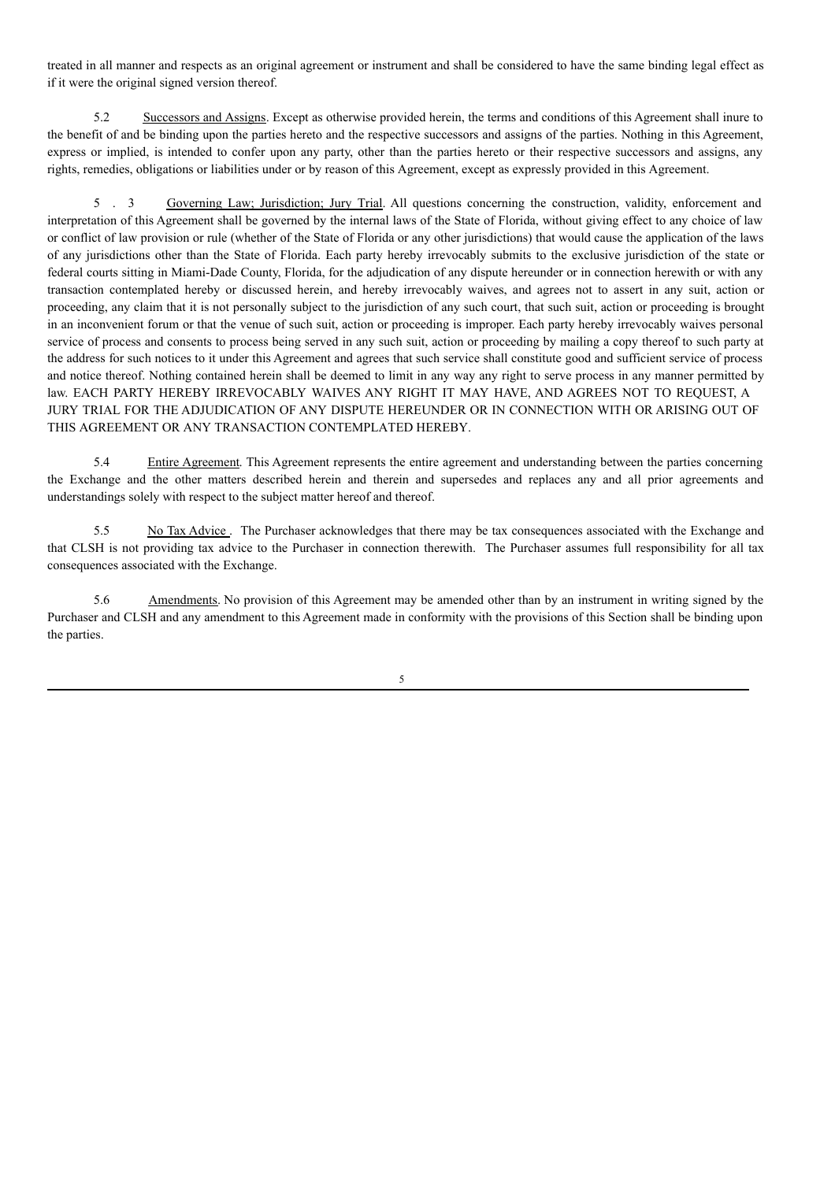treated in all manner and respects as an original agreement or instrument and shall be considered to have the same binding legal effect as if it were the original signed version thereof.

5.2 Successors and Assigns. Except as otherwise provided herein, the terms and conditions of this Agreement shall inure to the benefit of and be binding upon the parties hereto and the respective successors and assigns of the parties. Nothing in this Agreement, express or implied, is intended to confer upon any party, other than the parties hereto or their respective successors and assigns, any rights, remedies, obligations or liabilities under or by reason of this Agreement, except as expressly provided in this Agreement.

5.3 Governing Law; Jurisdiction; Jury Trial. All questions concerning the construction, validity, enforcement and interpretation of this Agreement shall be governed by the internal laws of the State of Florida, without giving effect to any choice of law or conflict of law provision or rule (whether of the State of Florida or any other jurisdictions) that would cause the application of the laws of any jurisdictions other than the State of Florida. Each party hereby irrevocably submits to the exclusive jurisdiction of the state or federal courts sitting in Miami-Dade County, Florida, for the adjudication of any dispute hereunder or in connection herewith or with any transaction contemplated hereby or discussed herein, and hereby irrevocably waives, and agrees not to assert in any suit, action or proceeding, any claim that it is not personally subject to the jurisdiction of any such court, that such suit, action or proceeding is brought in an inconvenient forum or that the venue of such suit, action or proceeding is improper. Each party hereby irrevocably waives personal service of process and consents to process being served in any such suit, action or proceeding by mailing a copy thereof to such party at the address for such notices to it under this Agreement and agrees that such service shall constitute good and sufficient service of process and notice thereof. Nothing contained herein shall be deemed to limit in any way any right to serve process in any manner permitted by law. EACH PARTY HEREBY IRREVOCABLY WAIVES ANY RIGHT IT MAY HAVE, AND AGREES NOT TO REQUEST, A JURY TRIAL FOR THE ADJUDICATION OF ANY DISPUTE HEREUNDER OR IN CONNECTION WITH OR ARISING OUT OF THIS AGREEMENT OR ANY TRANSACTION CONTEMPLATED HEREBY.

5.4 Entire Agreement. This Agreement represents the entire agreement and understanding between the parties concerning the Exchange and the other matters described herein and therein and supersedes and replaces any and all prior agreements and understandings solely with respect to the subject matter hereof and thereof.

5.5 No Tax Advice. The Purchaser acknowledges that there may be tax consequences associated with the Exchange and that CLSH is not providing tax advice to the Purchaser in connection therewith. The Purchaser assumes full responsibility for all tax consequences associated with the Exchange.

5.6 Amendments. No provision of this Agreement may be amended other than by an instrument in writing signed by the Purchaser and CLSH and any amendment to this Agreement made in conformity with the provisions of this Section shall be binding upon the parties.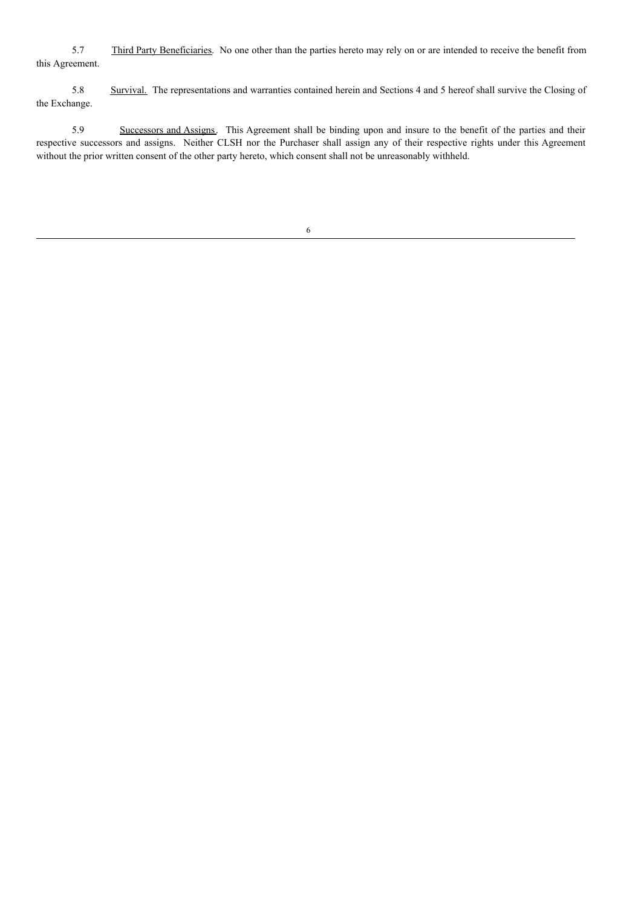5.7 Third Party Beneficiaries. No one other than the parties hereto may rely on or are intended to receive the benefit from this Agreement.

5.8 Survival. The representations and warranties contained herein and Sections 4 and 5 hereof shall survive the Closing of the Exchange.

5.9 Successors and Assigns. This Agreement shall be binding upon and insure to the benefit of the parties and their respective successors and assigns. Neither CLSH nor the Purchaser shall assign any of their respective rights under this Agreement without the prior written consent of the other party hereto, which consent shall not be unreasonably withheld.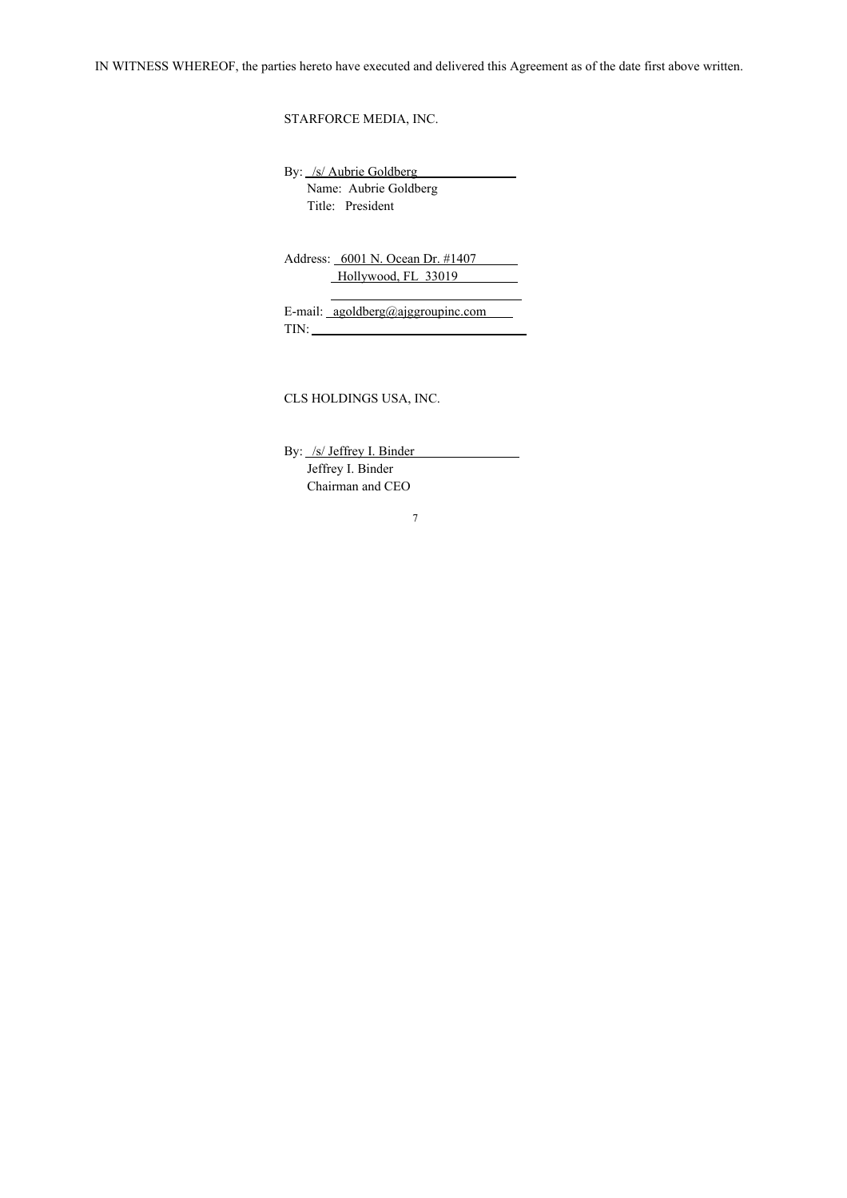IN WITNESS WHEREOF, the parties hereto have executed and delivered this Agreement as of the date first above written.

STARFORCE MEDIA, INC.

By: /s/ Aubrie Goldberg
Name: Aubrie Goldberg
Title: President

Address: 6001 N. Ocean Dr. #1407
Hollywood, FL 33019

E-mail: agoldberg@ajggroupinc.com
TIN:

CLS HOLDINGS USA, INC.

By: /s/ Jeffrey I. Binder
Jeffrey I. Binder
Chairman and CEO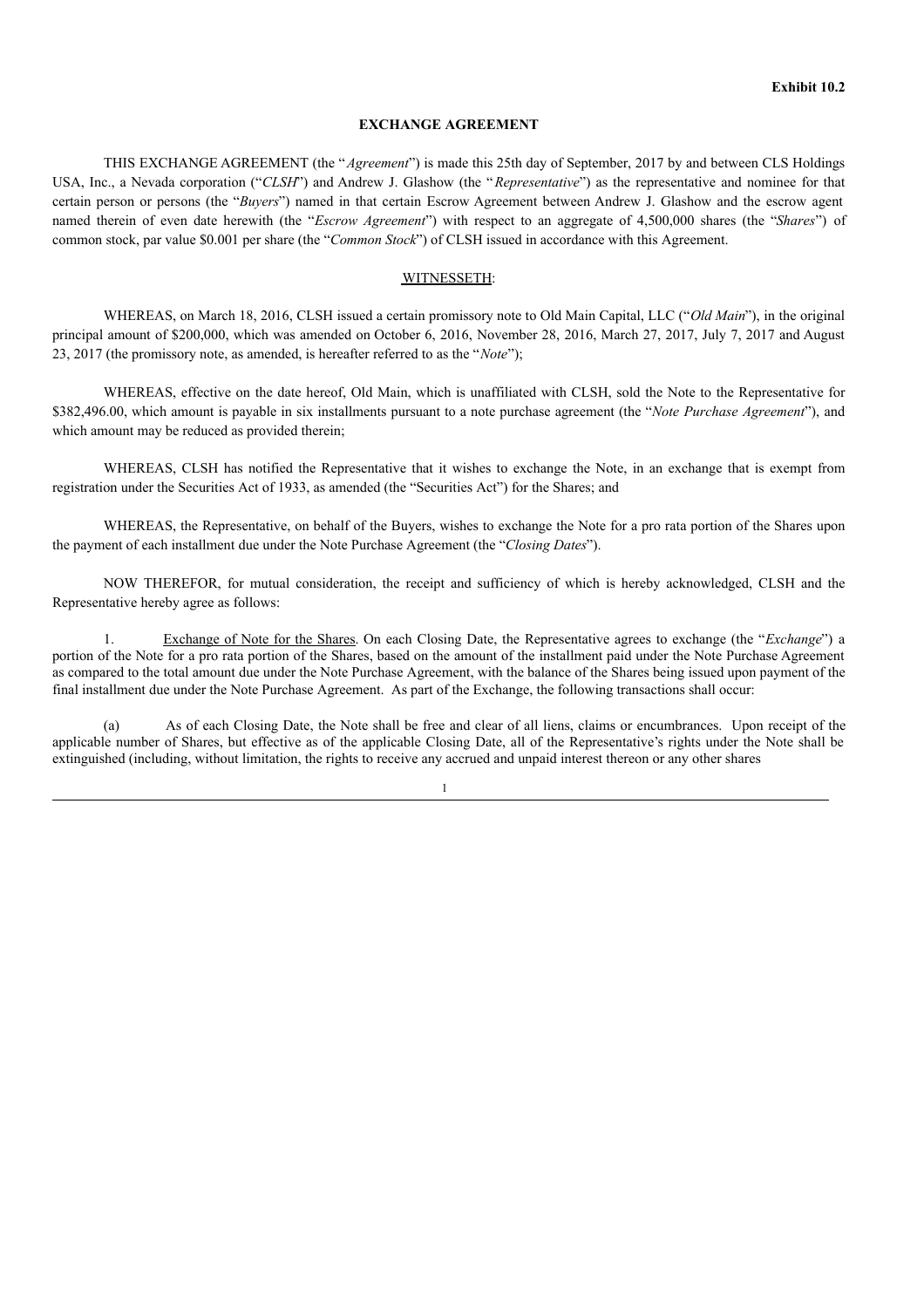**Exhibit 10.2**

**EXCHANGE AGREEMENT**

THIS EXCHANGE AGREEMENT (the "*Agreement*") is made this 25th day of September, 2017 by and between CLS Holdings USA, Inc., a Nevada corporation ("*CLSH*") and Andrew J. Glashow (the "*Representative*") as the representative and nominee for that certain person or persons (the "*Buyers*") named in that certain Escrow Agreement between Andrew J. Glashow and the escrow agent named therein of even date herewith (the "*Escrow Agreement*") with respect to an aggregate of 4,500,000 shares (the "*Shares*") of common stock, par value $0.001 per share (the "*Common Stock*") of CLSH issued in accordance with this Agreement.

<u>WITNESSETH</u>:

WHEREAS, on March 18, 2016, CLSH issued a certain promissory note to Old Main Capital, LLC ("*Old Main*"), in the original principal amount of $200,000, which was amended on October 6, 2016, November 28, 2016, March 27, 2017, July 7, 2017 and August 23, 2017 (the promissory note, as amended, is hereafter referred to as the "*Note*");

WHEREAS, effective on the date hereof, Old Main, which is unaffiliated with CLSH, sold the Note to the Representative for $382,496.00, which amount is payable in six installments pursuant to a note purchase agreement (the "*Note Purchase Agreement*"), and which amount may be reduced as provided therein;

WHEREAS, CLSH has notified the Representative that it wishes to exchange the Note, in an exchange that is exempt from registration under the Securities Act of 1933, as amended (the "Securities Act") for the Shares; and

WHEREAS, the Representative, on behalf of the Buyers, wishes to exchange the Note for a pro rata portion of the Shares upon the payment of each installment due under the Note Purchase Agreement (the "*Closing Dates*").

NOW THEREFOR, for mutual consideration, the receipt and sufficiency of which is hereby acknowledged, CLSH and the Representative hereby agree as follows:

1. <u>Exchange of Note for the Shares</u>. On each Closing Date, the Representative agrees to exchange (the "*Exchange*") a portion of the Note for a pro rata portion of the Shares, based on the amount of the installment paid under the Note Purchase Agreement as compared to the total amount due under the Note Purchase Agreement, with the balance of the Shares being issued upon payment of the final installment due under the Note Purchase Agreement. As part of the Exchange, the following transactions shall occur:

(a) As of each Closing Date, the Note shall be free and clear of all liens, claims or encumbrances. Upon receipt of the applicable number of Shares, but effective as of the applicable Closing Date, all of the Representative's rights under the Note shall be extinguished (including, without limitation, the rights to receive any accrued and unpaid interest thereon or any other shares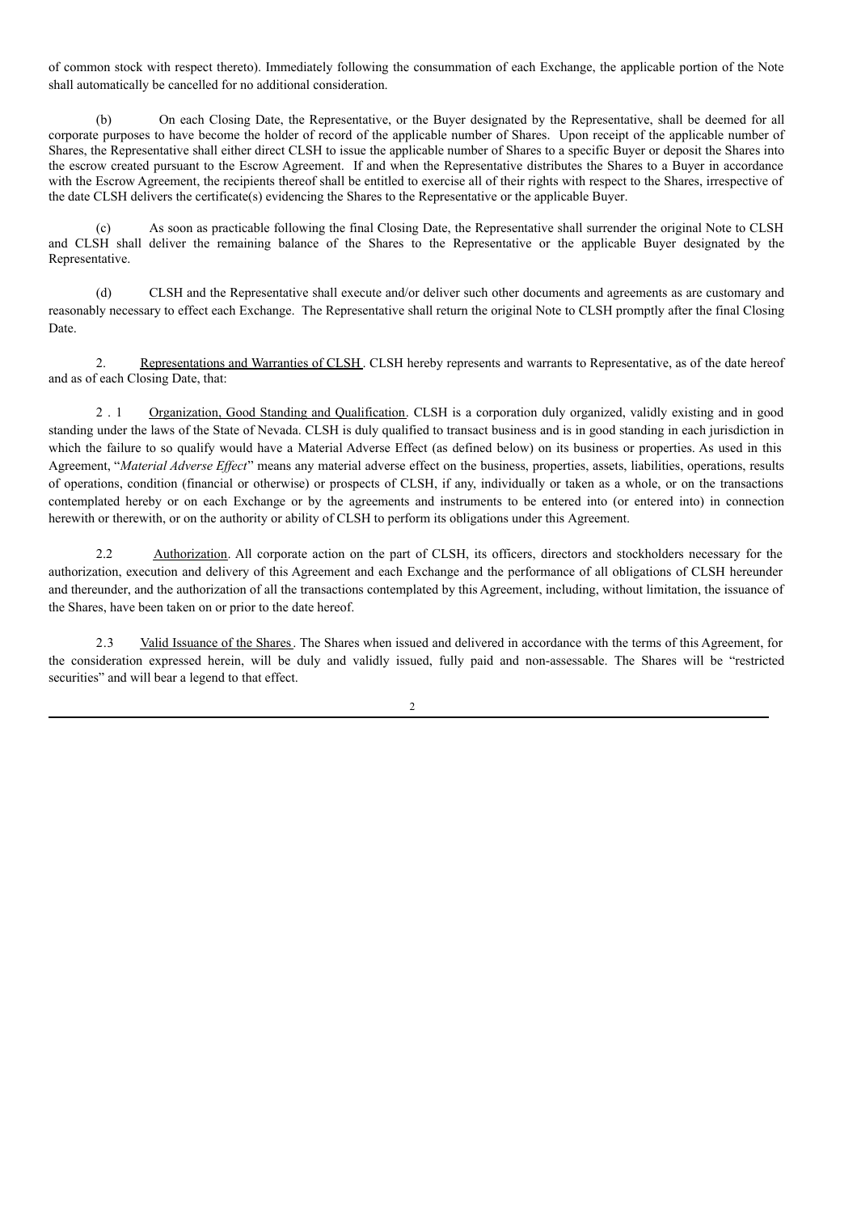of common stock with respect thereto). Immediately following the consummation of each Exchange, the applicable portion of the Note shall automatically be cancelled for no additional consideration.

(b) On each Closing Date, the Representative, or the Buyer designated by the Representative, shall be deemed for all corporate purposes to have become the holder of record of the applicable number of Shares. Upon receipt of the applicable number of Shares, the Representative shall either direct CLSH to issue the applicable number of Shares to a specific Buyer or deposit the Shares into the escrow created pursuant to the Escrow Agreement. If and when the Representative distributes the Shares to a Buyer in accordance with the Escrow Agreement, the recipients thereof shall be entitled to exercise all of their rights with respect to the Shares, irrespective of the date CLSH delivers the certificate(s) evidencing the Shares to the Representative or the applicable Buyer.

(c) As soon as practicable following the final Closing Date, the Representative shall surrender the original Note to CLSH and CLSH shall deliver the remaining balance of the Shares to the Representative or the applicable Buyer designated by the Representative.

(d) CLSH and the Representative shall execute and/or deliver such other documents and agreements as are customary and reasonably necessary to effect each Exchange. The Representative shall return the original Note to CLSH promptly after the final Closing Date.

2. Representations and Warranties of CLSH. CLSH hereby represents and warrants to Representative, as of the date hereof and as of each Closing Date, that:

2.1 Organization, Good Standing and Qualification. CLSH is a corporation duly organized, validly existing and in good standing under the laws of the State of Nevada. CLSH is duly qualified to transact business and is in good standing in each jurisdiction in which the failure to so qualify would have a Material Adverse Effect (as defined below) on its business or properties. As used in this Agreement, "*Material Adverse Effect*" means any material adverse effect on the business, properties, assets, liabilities, operations, results of operations, condition (financial or otherwise) or prospects of CLSH, if any, individually or taken as a whole, or on the transactions contemplated hereby or on each Exchange or by the agreements and instruments to be entered into (or entered into) in connection herewith or therewith, or on the authority or ability of CLSH to perform its obligations under this Agreement.

2.2 Authorization. All corporate action on the part of CLSH, its officers, directors and stockholders necessary for the authorization, execution and delivery of this Agreement and each Exchange and the performance of all obligations of CLSH hereunder and thereunder, and the authorization of all the transactions contemplated by this Agreement, including, without limitation, the issuance of the Shares, have been taken on or prior to the date hereof.

2.3 Valid Issuance of the Shares. The Shares when issued and delivered in accordance with the terms of this Agreement, for the consideration expressed herein, will be duly and validly issued, fully paid and non-assessable. The Shares will be "restricted securities" and will bear a legend to that effect.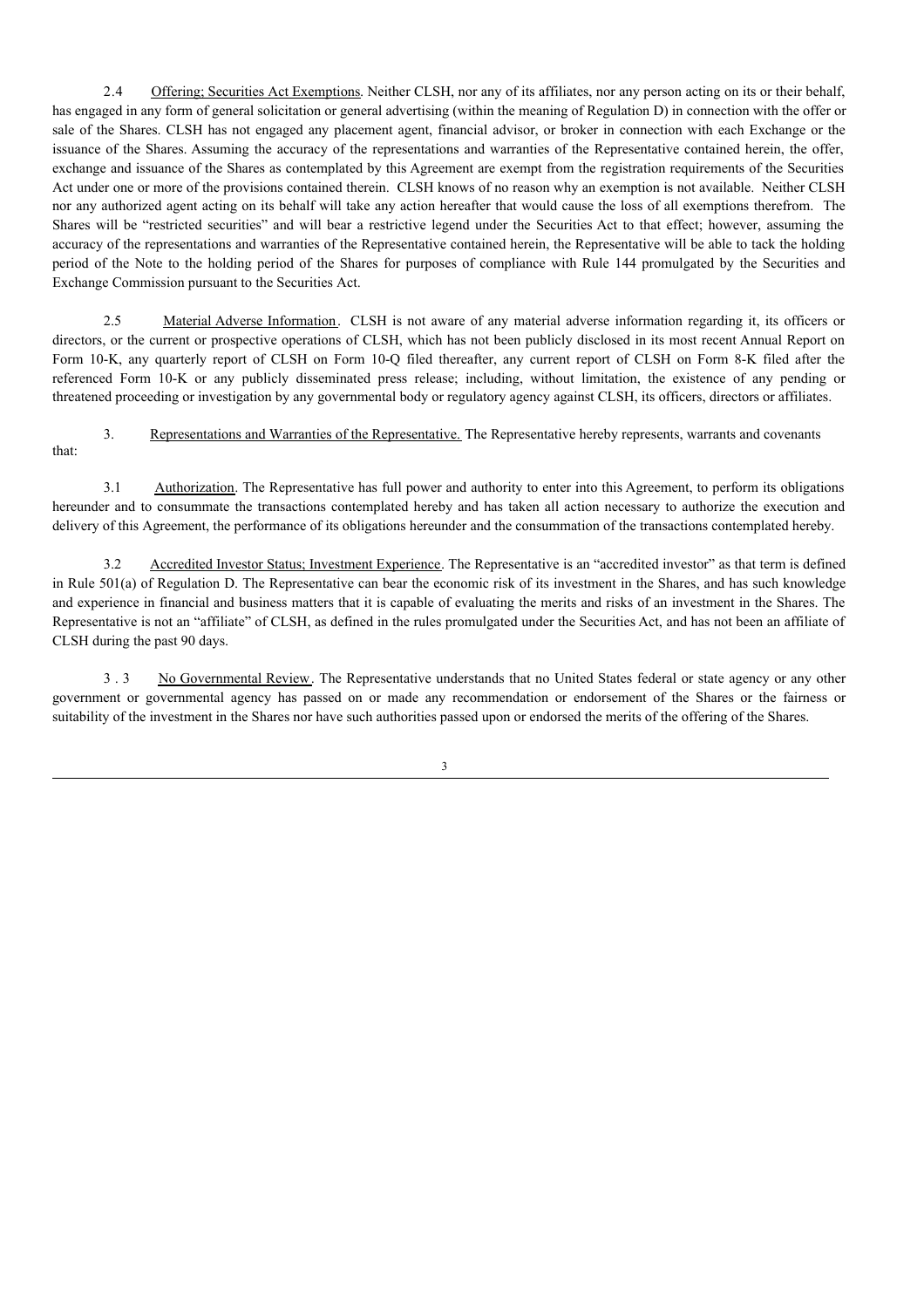2.4 Offering; Securities Act Exemptions. Neither CLSH, nor any of its affiliates, nor any person acting on its or their behalf, has engaged in any form of general solicitation or general advertising (within the meaning of Regulation D) in connection with the offer or sale of the Shares. CLSH has not engaged any placement agent, financial advisor, or broker in connection with each Exchange or the issuance of the Shares. Assuming the accuracy of the representations and warranties of the Representative contained herein, the offer, exchange and issuance of the Shares as contemplated by this Agreement are exempt from the registration requirements of the Securities Act under one or more of the provisions contained therein. CLSH knows of no reason why an exemption is not available. Neither CLSH nor any authorized agent acting on its behalf will take any action hereafter that would cause the loss of all exemptions therefrom. The Shares will be "restricted securities" and will bear a restrictive legend under the Securities Act to that effect; however, assuming the accuracy of the representations and warranties of the Representative contained herein, the Representative will be able to tack the holding period of the Note to the holding period of the Shares for purposes of compliance with Rule 144 promulgated by the Securities and Exchange Commission pursuant to the Securities Act.

2.5 Material Adverse Information. CLSH is not aware of any material adverse information regarding it, its officers or directors, or the current or prospective operations of CLSH, which has not been publicly disclosed in its most recent Annual Report on Form 10-K, any quarterly report of CLSH on Form 10-Q filed thereafter, any current report of CLSH on Form 8-K filed after the referenced Form 10-K or any publicly disseminated press release; including, without limitation, the existence of any pending or threatened proceeding or investigation by any governmental body or regulatory agency against CLSH, its officers, directors or affiliates.

3. Representations and Warranties of the Representative. The Representative hereby represents, warrants and covenants that:

3.1 Authorization. The Representative has full power and authority to enter into this Agreement, to perform its obligations hereunder and to consummate the transactions contemplated hereby and has taken all action necessary to authorize the execution and delivery of this Agreement, the performance of its obligations hereunder and the consummation of the transactions contemplated hereby.

3.2 Accredited Investor Status; Investment Experience. The Representative is an "accredited investor" as that term is defined in Rule 501(a) of Regulation D. The Representative can bear the economic risk of its investment in the Shares, and has such knowledge and experience in financial and business matters that it is capable of evaluating the merits and risks of an investment in the Shares. The Representative is not an "affiliate" of CLSH, as defined in the rules promulgated under the Securities Act, and has not been an affiliate of CLSH during the past 90 days.

3.3 No Governmental Review. The Representative understands that no United States federal or state agency or any other government or governmental agency has passed on or made any recommendation or endorsement of the Shares or the fairness or suitability of the investment in the Shares nor have such authorities passed upon or endorsed the merits of the offering of the Shares.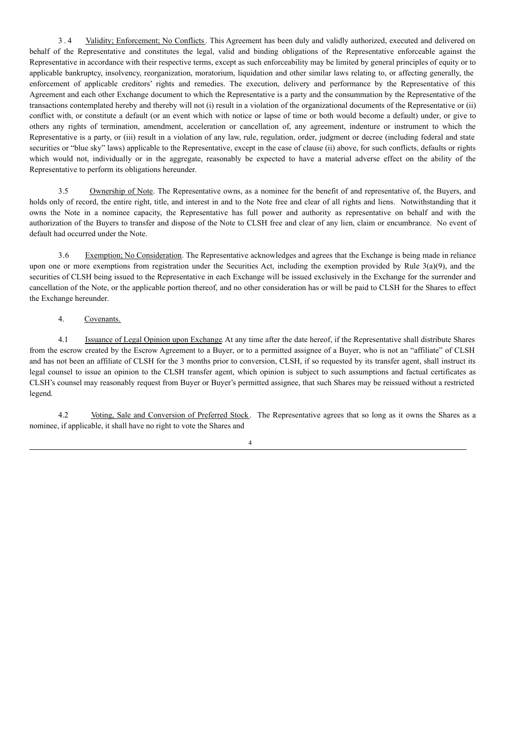3.4 Validity; Enforcement; No Conflicts. This Agreement has been duly and validly authorized, executed and delivered on behalf of the Representative and constitutes the legal, valid and binding obligations of the Representative enforceable against the Representative in accordance with their respective terms, except as such enforceability may be limited by general principles of equity or to applicable bankruptcy, insolvency, reorganization, moratorium, liquidation and other similar laws relating to, or affecting generally, the enforcement of applicable creditors' rights and remedies. The execution, delivery and performance by the Representative of this Agreement and each other Exchange document to which the Representative is a party and the consummation by the Representative of the transactions contemplated hereby and thereby will not (i) result in a violation of the organizational documents of the Representative or (ii) conflict with, or constitute a default (or an event which with notice or lapse of time or both would become a default) under, or give to others any rights of termination, amendment, acceleration or cancellation of, any agreement, indenture or instrument to which the Representative is a party, or (iii) result in a violation of any law, rule, regulation, order, judgment or decree (including federal and state securities or "blue sky" laws) applicable to the Representative, except in the case of clause (ii) above, for such conflicts, defaults or rights which would not, individually or in the aggregate, reasonably be expected to have a material adverse effect on the ability of the Representative to perform its obligations hereunder.

3.5 Ownership of Note. The Representative owns, as a nominee for the benefit of and representative of, the Buyers, and holds only of record, the entire right, title, and interest in and to the Note free and clear of all rights and liens. Notwithstanding that it owns the Note in a nominee capacity, the Representative has full power and authority as representative on behalf and with the authorization of the Buyers to transfer and dispose of the Note to CLSH free and clear of any lien, claim or encumbrance. No event of default had occurred under the Note.

3.6 Exemption; No Consideration. The Representative acknowledges and agrees that the Exchange is being made in reliance upon one or more exemptions from registration under the Securities Act, including the exemption provided by Rule 3(a)(9), and the securities of CLSH being issued to the Representative in each Exchange will be issued exclusively in the Exchange for the surrender and cancellation of the Note, or the applicable portion thereof, and no other consideration has or will be paid to CLSH for the Shares to effect the Exchange hereunder.

4. Covenants.

4.1 Issuance of Legal Opinion upon Exchange. At any time after the date hereof, if the Representative shall distribute Shares from the escrow created by the Escrow Agreement to a Buyer, or to a permitted assignee of a Buyer, who is not an "affiliate" of CLSH and has not been an affiliate of CLSH for the 3 months prior to conversion, CLSH, if so requested by its transfer agent, shall instruct its legal counsel to issue an opinion to the CLSH transfer agent, which opinion is subject to such assumptions and factual certificates as CLSH's counsel may reasonably request from Buyer or Buyer's permitted assignee, that such Shares may be reissued without a restricted legend.

4.2 Voting, Sale and Conversion of Preferred Stock. The Representative agrees that so long as it owns the Shares as a nominee, if applicable, it shall have no right to vote the Shares and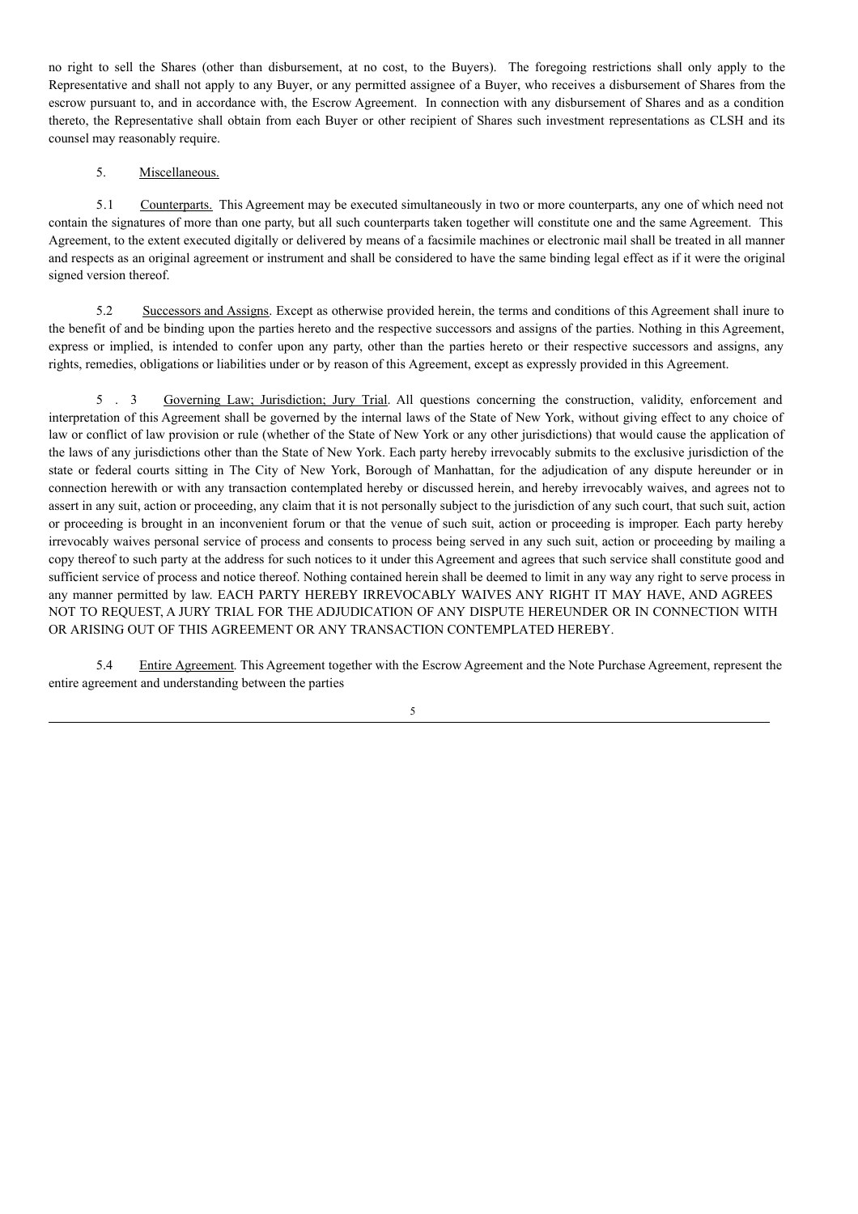no right to sell the Shares (other than disbursement, at no cost, to the Buyers). The foregoing restrictions shall only apply to the Representative and shall not apply to any Buyer, or any permitted assignee of a Buyer, who receives a disbursement of Shares from the escrow pursuant to, and in accordance with, the Escrow Agreement. In connection with any disbursement of Shares and as a condition thereto, the Representative shall obtain from each Buyer or other recipient of Shares such investment representations as CLSH and its counsel may reasonably require.

5. Miscellaneous.

5.1 Counterparts. This Agreement may be executed simultaneously in two or more counterparts, any one of which need not contain the signatures of more than one party, but all such counterparts taken together will constitute one and the same Agreement. This Agreement, to the extent executed digitally or delivered by means of a facsimile machines or electronic mail shall be treated in all manner and respects as an original agreement or instrument and shall be considered to have the same binding legal effect as if it were the original signed version thereof.

5.2 Successors and Assigns. Except as otherwise provided herein, the terms and conditions of this Agreement shall inure to the benefit of and be binding upon the parties hereto and the respective successors and assigns of the parties. Nothing in this Agreement, express or implied, is intended to confer upon any party, other than the parties hereto or their respective successors and assigns, any rights, remedies, obligations or liabilities under or by reason of this Agreement, except as expressly provided in this Agreement.

5.3 Governing Law; Jurisdiction; Jury Trial. All questions concerning the construction, validity, enforcement and interpretation of this Agreement shall be governed by the internal laws of the State of New York, without giving effect to any choice of law or conflict of law provision or rule (whether of the State of New York or any other jurisdictions) that would cause the application of the laws of any jurisdictions other than the State of New York. Each party hereby irrevocably submits to the exclusive jurisdiction of the state or federal courts sitting in The City of New York, Borough of Manhattan, for the adjudication of any dispute hereunder or in connection herewith or with any transaction contemplated hereby or discussed herein, and hereby irrevocably waives, and agrees not to assert in any suit, action or proceeding, any claim that it is not personally subject to the jurisdiction of any such court, that such suit, action or proceeding is brought in an inconvenient forum or that the venue of such suit, action or proceeding is improper. Each party hereby irrevocably waives personal service of process and consents to process being served in any such suit, action or proceeding by mailing a copy thereof to such party at the address for such notices to it under this Agreement and agrees that such service shall constitute good and sufficient service of process and notice thereof. Nothing contained herein shall be deemed to limit in any way any right to serve process in any manner permitted by law. EACH PARTY HEREBY IRREVOCABLY WAIVES ANY RIGHT IT MAY HAVE, AND AGREES NOT TO REQUEST, A JURY TRIAL FOR THE ADJUDICATION OF ANY DISPUTE HEREUNDER OR IN CONNECTION WITH OR ARISING OUT OF THIS AGREEMENT OR ANY TRANSACTION CONTEMPLATED HEREBY.

5.4 Entire Agreement. This Agreement together with the Escrow Agreement and the Note Purchase Agreement, represent the entire agreement and understanding between the parties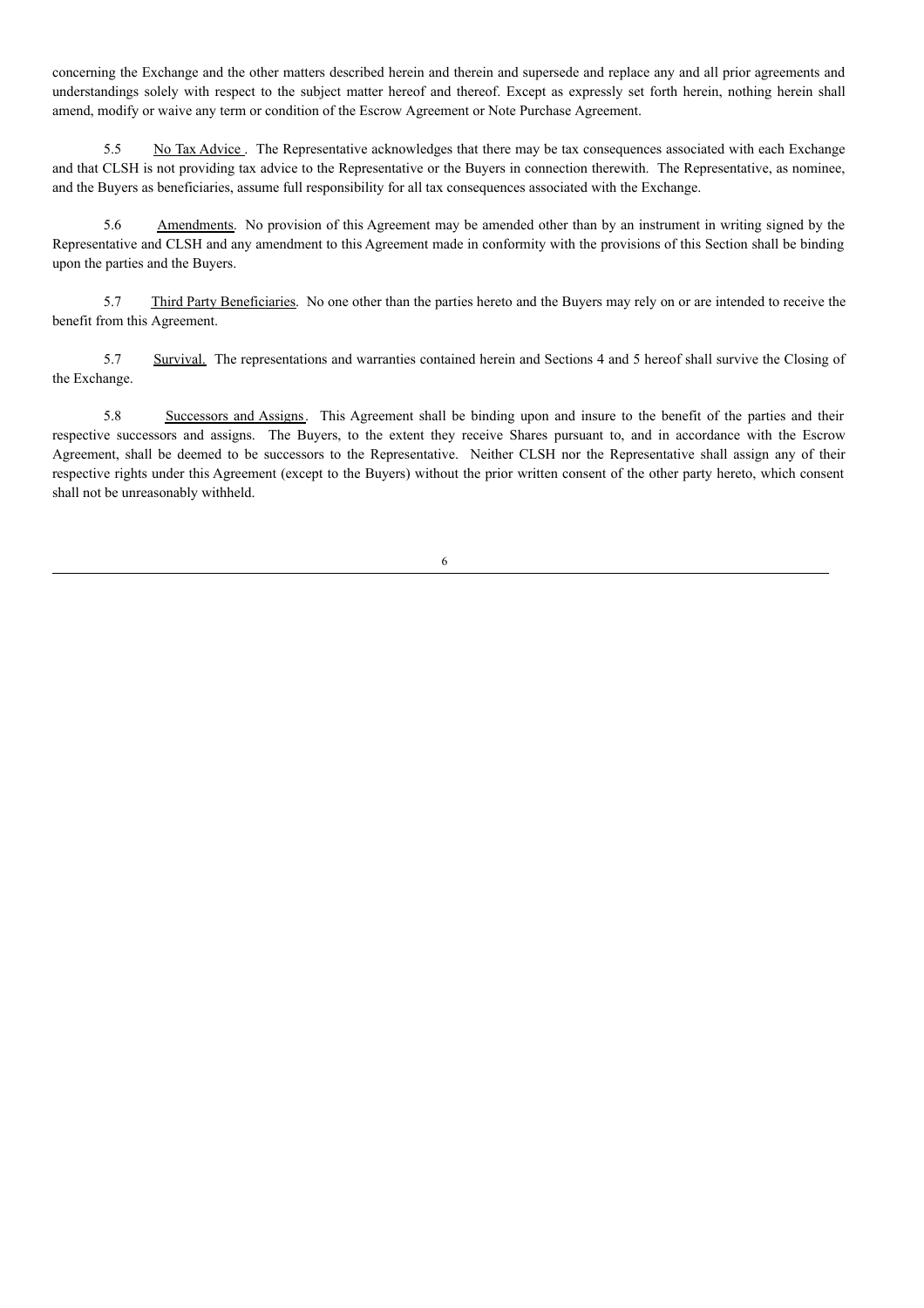concerning the Exchange and the other matters described herein and therein and supersede and replace any and all prior agreements and understandings solely with respect to the subject matter hereof and thereof. Except as expressly set forth herein, nothing herein shall amend, modify or waive any term or condition of the Escrow Agreement or Note Purchase Agreement.

5.5 No Tax Advice. The Representative acknowledges that there may be tax consequences associated with each Exchange and that CLSH is not providing tax advice to the Representative or the Buyers in connection therewith. The Representative, as nominee, and the Buyers as beneficiaries, assume full responsibility for all tax consequences associated with the Exchange.

5.6 Amendments. No provision of this Agreement may be amended other than by an instrument in writing signed by the Representative and CLSH and any amendment to this Agreement made in conformity with the provisions of this Section shall be binding upon the parties and the Buyers.

5.7 Third Party Beneficiaries. No one other than the parties hereto and the Buyers may rely on or are intended to receive the benefit from this Agreement.

5.7 Survival. The representations and warranties contained herein and Sections 4 and 5 hereof shall survive the Closing of the Exchange.

5.8 Successors and Assigns. This Agreement shall be binding upon and insure to the benefit of the parties and their respective successors and assigns. The Buyers, to the extent they receive Shares pursuant to, and in accordance with the Escrow Agreement, shall be deemed to be successors to the Representative. Neither CLSH nor the Representative shall assign any of their respective rights under this Agreement (except to the Buyers) without the prior written consent of the other party hereto, which consent shall not be unreasonably withheld.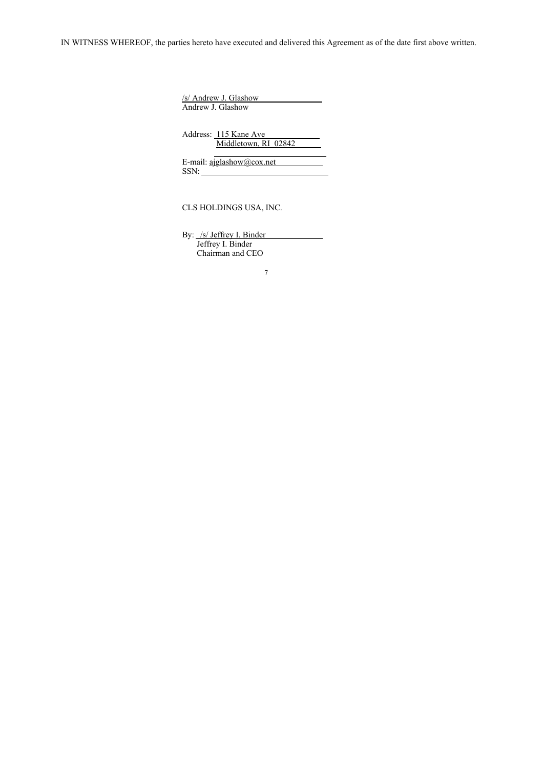IN WITNESS WHEREOF, the parties hereto have executed and delivered this Agreement as of the date first above written.

/s/ Andrew J. Glashow
Andrew J. Glashow

Address: 115 Kane Ave
Middletown, RI 02842

E-mail: ajglashow@cox.net
SSN:

CLS HOLDINGS USA, INC.

By: /s/ Jeffrey I. Binder
Jeffrey I. Binder
Chairman and CEO